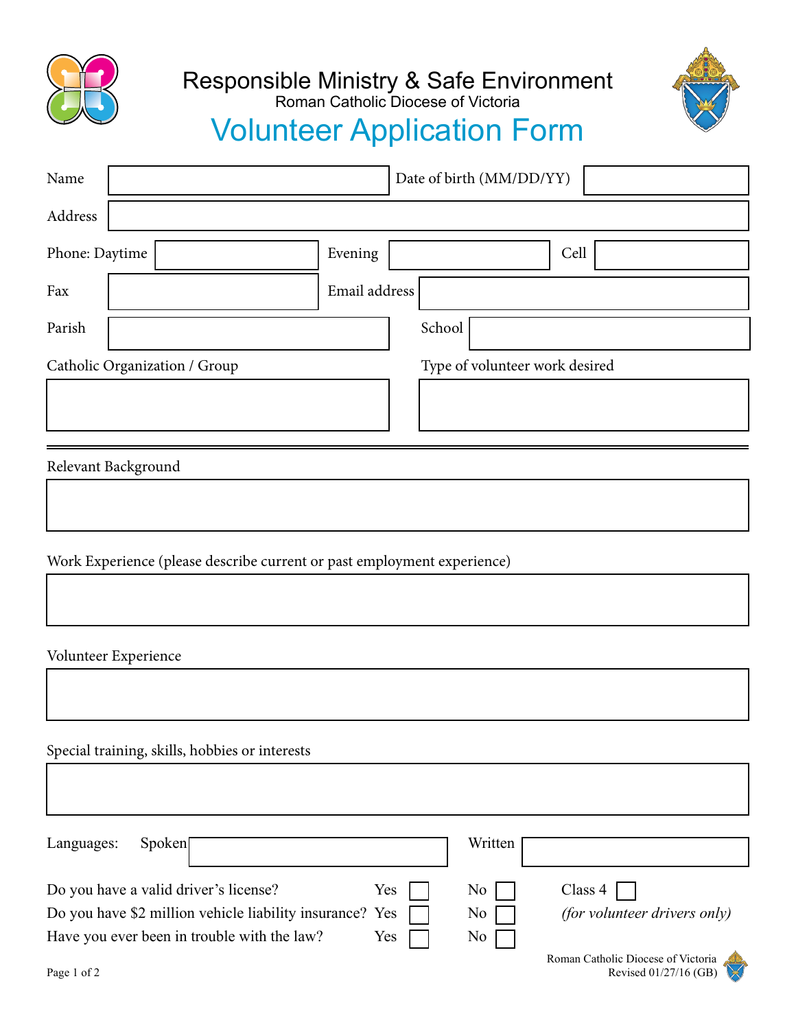# Responsible Ministry & Safe Environment

Roman Catholic Diocese of Victoria

## Volunteer Application Form

Name ____________________ Date of birth (MM/DD/YY) ____________

Address ____________________________________________

Phone: Daytime ____________ Evening ____________ Cell ____________

Fax ____________ Email address ____________________

Parish ____________________ School ____________________

Catholic Organization / Group

Type of volunteer work desired

---

Relevant Background

Work Experience (please describe current or past employment experience)

Volunteer Experience

Special training, skills, hobbies or interests

Languages: Spoken ____________________ Written ____________________

| | | | | | |
|---|---|---|---|---|---|
| Do you have a valid driver's license? | Yes ☐ | No ☐ | Class 4 ☐ |
| Do you have $2 million vehicle liability insurance? | Yes ☐ | No ☐ | *(for volunteer drivers only)* |
| Have you ever been in trouble with the law? | Yes ☐ | No ☐ | |

Roman Catholic Diocese of Victoria
Revised 01/27/16 (GB)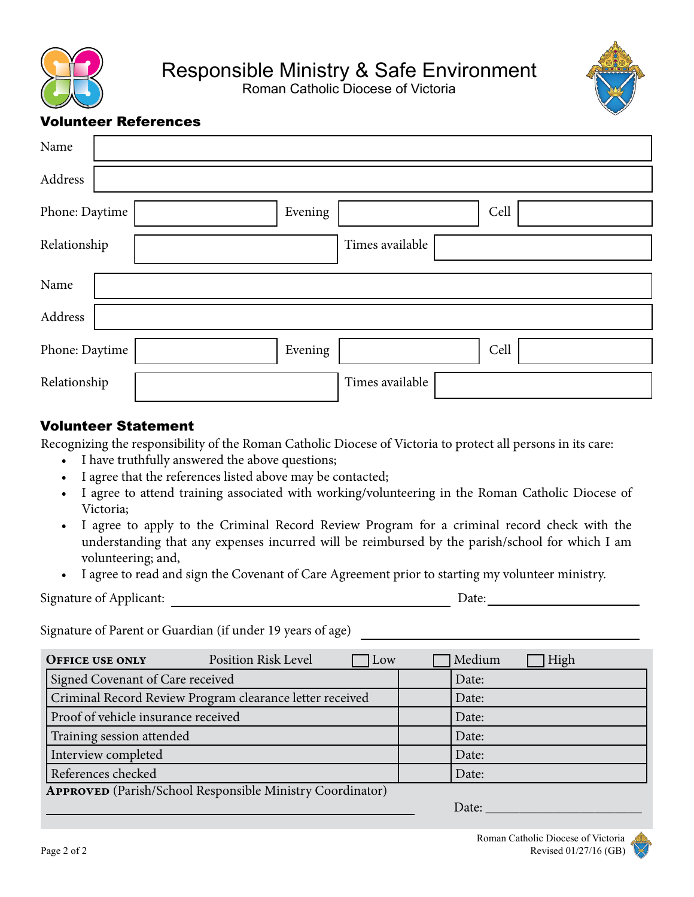# Responsible Ministry & Safe Environment

Roman Catholic Diocese of Victoria

## Volunteer References

Name

Address

Phone: Daytime Evening Cell

Relationship Times available

Name

Address

Phone: Daytime Evening Cell

Relationship Times available

## Volunteer Statement

Recognizing the responsibility of the Roman Catholic Diocese of Victoria to protect all persons in its care:

- I have truthfully answered the above questions;
- I agree that the references listed above may be contacted;
- I agree to attend training associated with working/volunteering in the Roman Catholic Diocese of Victoria;
- I agree to apply to the Criminal Record Review Program for a criminal record check with the understanding that any expenses incurred will be reimbursed by the parish/school for which I am volunteering; and,
- I agree to read and sign the Covenant of Care Agreement prior to starting my volunteer ministry.

Signature of Applicant: ______________________ Date: ______________

Signature of Parent or Guardian (if under 19 years of age) ______________________

**Office use only** Position Risk Level ☐ Low ☐ Medium ☐ High

| | | |
|---|---|---|
| Signed Covenant of Care received | | Date: |
| Criminal Record Review Program clearance letter received | | Date: |
| Proof of vehicle insurance received | | Date: |
| Training session attended | | Date: |
| Interview completed | | Date: |
| References checked | | Date: |

**Approved** (Parish/School Responsible Ministry Coordinator)

______________________ Date: ______________

Roman Catholic Diocese of Victoria
Revised 01/27/16 (GB)